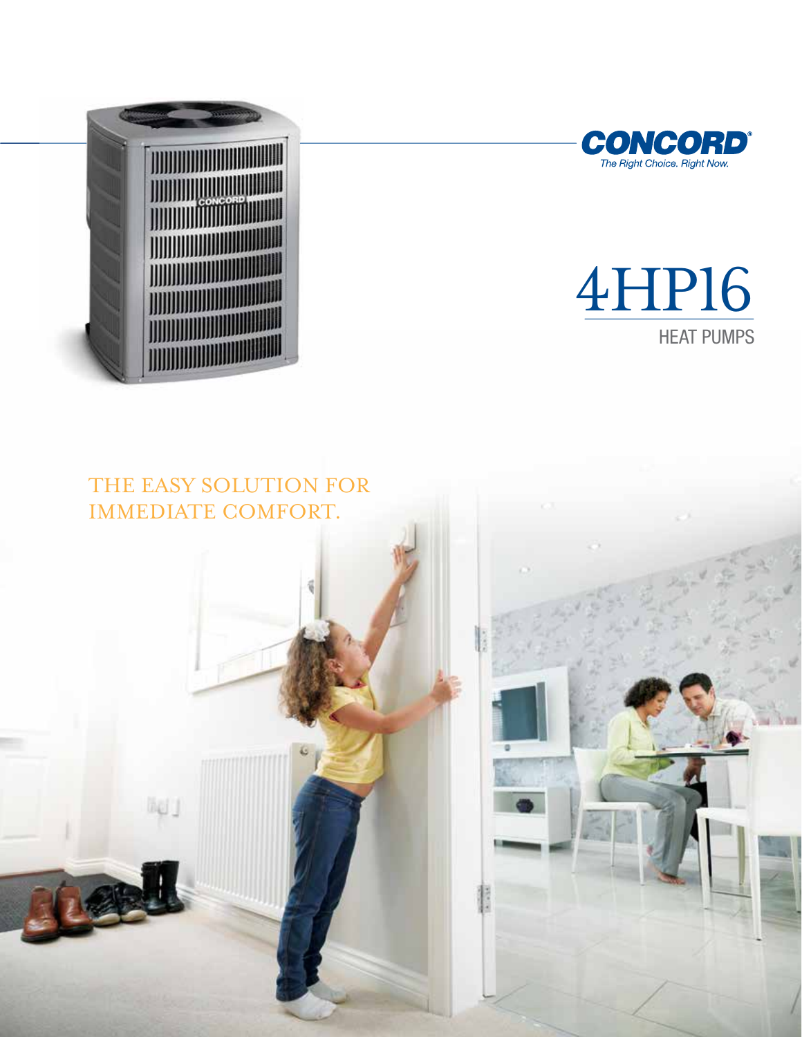**CONCORD®**
*The Right Choice. Right Now.*

# 4HP16

## HEAT PUMPS

THE EASY SOLUTION FOR IMMEDIATE COMFORT.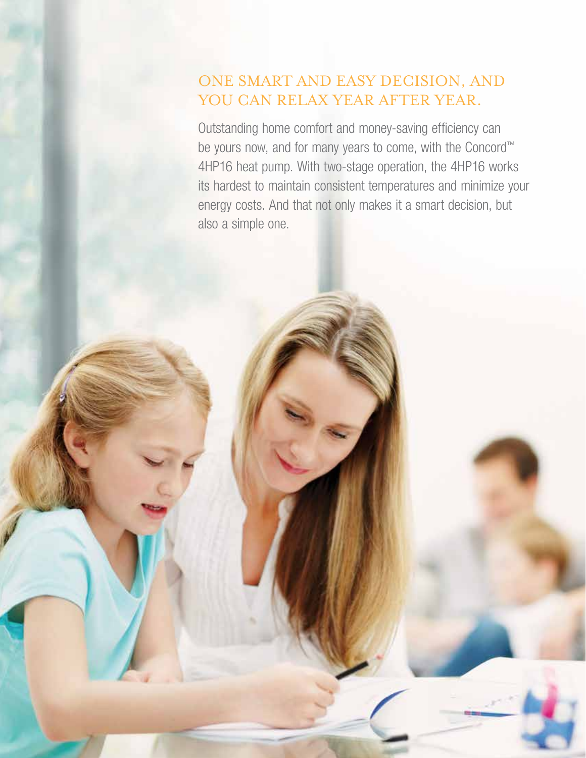## ONE SMART AND EASY DECISION, AND YOU CAN RELAX YEAR AFTER YEAR.

Outstanding home comfort and money-saving efficiency can be yours now, and for many years to come, with the Concord™ 4HP16 heat pump. With two-stage operation, the 4HP16 works its hardest to maintain consistent temperatures and minimize your energy costs. And that not only makes it a smart decision, but also a simple one.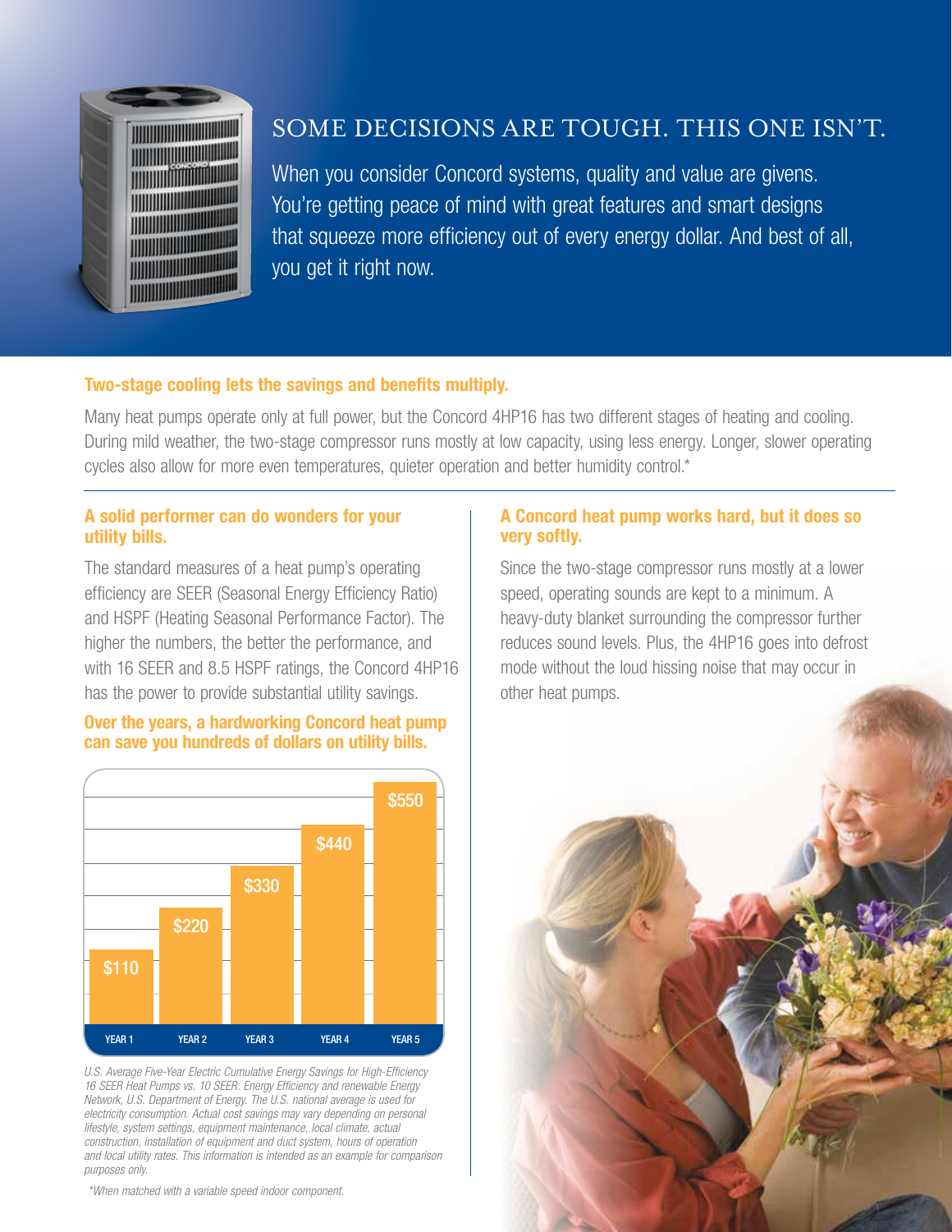# SOME DECISIONS ARE TOUGH. THIS ONE ISN'T.

When you consider Concord systems, quality and value are givens. You're getting peace of mind with great features and smart designs that squeeze more efficiency out of every energy dollar. And best of all, you get it right now.

## Two-stage cooling lets the savings and benefits multiply.

Many heat pumps operate only at full power, but the Concord 4HP16 has two different stages of heating and cooling. During mild weather, the two-stage compressor runs mostly at low capacity, using less energy. Longer, slower operating cycles also allow for more even temperatures, quieter operation and better humidity control.*

## A solid performer can do wonders for your utility bills.

The standard measures of a heat pump's operating efficiency are SEER (Seasonal Energy Efficiency Ratio) and HSPF (Heating Seasonal Performance Factor). The higher the numbers, the better the performance, and with 16 SEER and 8.5 HSPF ratings, the Concord 4HP16 has the power to provide substantial utility savings.

## Over the years, a hardworking Concord heat pump can save you hundreds of dollars on utility bills.

| YEAR 1 | YEAR 2 | YEAR 3 | YEAR 4 | YEAR 5 |
|---|---|---|---|---|
| $110 | $220 | $330 | $440 | $550 |

*U.S. Average Five-Year Electric Cumulative Energy Savings for High-Efficiency 16 SEER Heat Pumps vs. 10 SEER. Energy Efficiency and renewable Energy Network, U.S. Department of Energy. The U.S. national average is used for electricity consumption. Actual cost savings may vary depending on personal lifestyle, system settings, equipment maintenance, local climate, actual construction, installation of equipment and duct system, hours of operation and local utility rates. This information is intended as an example for comparison purposes only.*

*\*When matched with a variable speed indoor component.*

## A Concord heat pump works hard, but it does so very softly.

Since the two-stage compressor runs mostly at a lower speed, operating sounds are kept to a minimum. A heavy-duty blanket surrounding the compressor further reduces sound levels. Plus, the 4HP16 goes into defrost mode without the loud hissing noise that may occur in other heat pumps.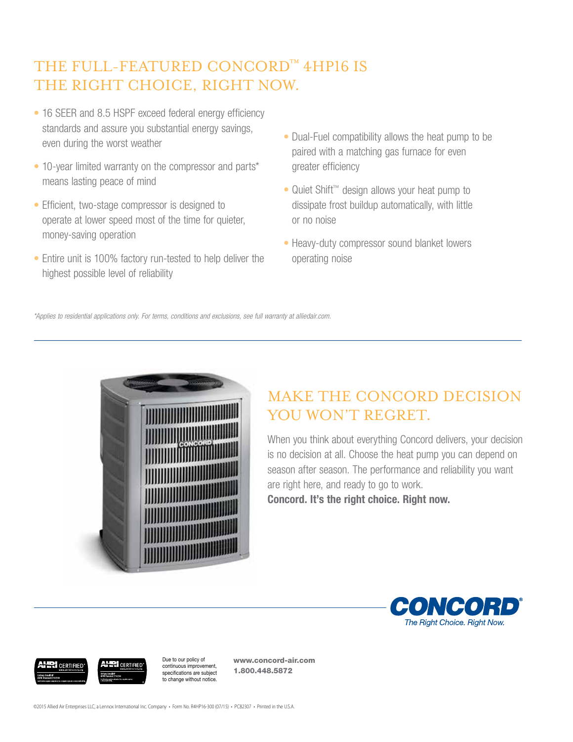# THE FULL-FEATURED CONCORD™ 4HP16 IS THE RIGHT CHOICE, RIGHT NOW.

- 16 SEER and 8.5 HSPF exceed federal energy efficiency standards and assure you substantial energy savings, even during the worst weather
- 10-year limited warranty on the compressor and parts* means lasting peace of mind
- Efficient, two-stage compressor is designed to operate at lower speed most of the time for quieter, money-saving operation
- Entire unit is 100% factory run-tested to help deliver the highest possible level of reliability
- Dual-Fuel compatibility allows the heat pump to be paired with a matching gas furnace for even greater efficiency
- Quiet Shift™ design allows your heat pump to dissipate frost buildup automatically, with little or no noise
- Heavy-duty compressor sound blanket lowers operating noise

*Applies to residential applications only. For terms, conditions and exclusions, see full warranty at alliedair.com.*

## MAKE THE CONCORD DECISION YOU WON'T REGRET.

When you think about everything Concord delivers, your decision is no decision at all. Choose the heat pump you can depend on season after season. The performance and reliability you want are right here, and ready to go to work.

**Concord. It's the right choice. Right now.**

CONCORD®
*The Right Choice. Right Now.*

AHRI CERTIFIED® AHRI CERTIFIED®

Due to our policy of continuous improvement, specifications are subject to change without notice.

**www.concord-air.com**
**1.800.448.5872**

©2015 Allied Air Enterprises LLC, a Lennox International Inc. Company • Form No. R4HP16-300 (07/15) • PC82307 • Printed in the U.S.A.